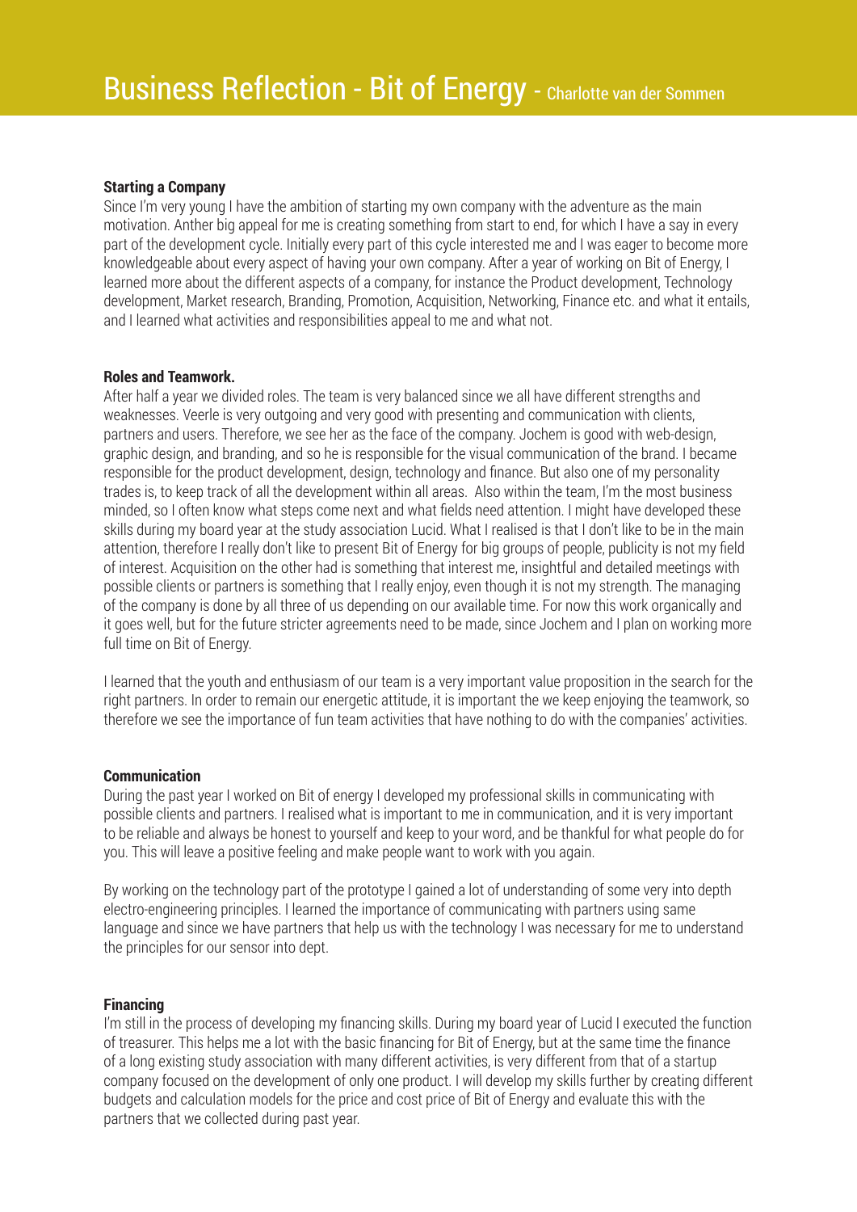# Business Reflection - Bit of Energy - Charlotte van der Sommen

**Starting a Company**

Since I'm very young I have the ambition of starting my own company with the adventure as the main motivation. Anther big appeal for me is creating something from start to end, for which I have a say in every part of the development cycle. Initially every part of this cycle interested me and I was eager to become more knowledgeable about every aspect of having your own company. After a year of working on Bit of Energy, I learned more about the different aspects of a company, for instance the Product development, Technology development, Market research, Branding, Promotion, Acquisition, Networking, Finance etc. and what it entails, and I learned what activities and responsibilities appeal to me and what not.

**Roles and Teamwork.**

After half a year we divided roles. The team is very balanced since we all have different strengths and weaknesses. Veerle is very outgoing and very good with presenting and communication with clients, partners and users. Therefore, we see her as the face of the company. Jochem is good with web-design, graphic design, and branding, and so he is responsible for the visual communication of the brand. I became responsible for the product development, design, technology and finance. But also one of my personality trades is, to keep track of all the development within all areas. Also within the team, I'm the most business minded, so I often know what steps come next and what fields need attention. I might have developed these skills during my board year at the study association Lucid. What I realised is that I don't like to be in the main attention, therefore I really don't like to present Bit of Energy for big groups of people, publicity is not my field of interest. Acquisition on the other had is something that interest me, insightful and detailed meetings with possible clients or partners is something that I really enjoy, even though it is not my strength. The managing of the company is done by all three of us depending on our available time. For now this work organically and it goes well, but for the future stricter agreements need to be made, since Jochem and I plan on working more full time on Bit of Energy.

I learned that the youth and enthusiasm of our team is a very important value proposition in the search for the right partners. In order to remain our energetic attitude, it is important the we keep enjoying the teamwork, so therefore we see the importance of fun team activities that have nothing to do with the companies' activities.

**Communication**

During the past year I worked on Bit of energy I developed my professional skills in communicating with possible clients and partners. I realised what is important to me in communication, and it is very important to be reliable and always be honest to yourself and keep to your word, and be thankful for what people do for you. This will leave a positive feeling and make people want to work with you again.

By working on the technology part of the prototype I gained a lot of understanding of some very into depth electro-engineering principles. I learned the importance of communicating with partners using same language and since we have partners that help us with the technology I was necessary for me to understand the principles for our sensor into dept.

**Financing**

I'm still in the process of developing my financing skills. During my board year of Lucid I executed the function of treasurer. This helps me a lot with the basic financing for Bit of Energy, but at the same time the finance of a long existing study association with many different activities, is very different from that of a startup company focused on the development of only one product. I will develop my skills further by creating different budgets and calculation models for the price and cost price of Bit of Energy and evaluate this with the partners that we collected during past year.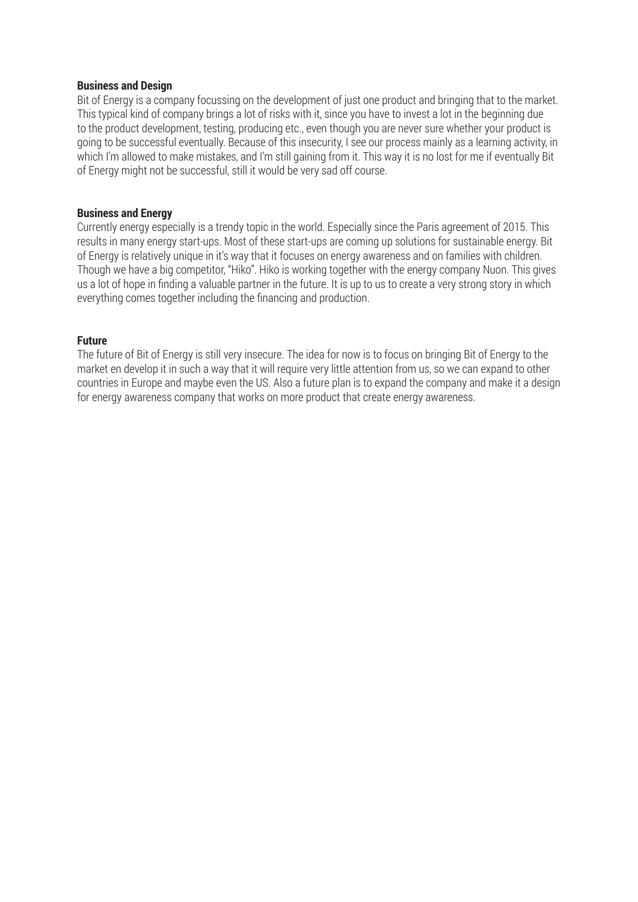**Business and Design**

Bit of Energy is a company focussing on the development of just one product and bringing that to the market. This typical kind of company brings a lot of risks with it, since you have to invest a lot in the beginning due to the product development, testing, producing etc., even though you are never sure whether your product is going to be successful eventually. Because of this insecurity, I see our process mainly as a learning activity, in which I'm allowed to make mistakes, and I'm still gaining from it. This way it is no lost for me if eventually Bit of Energy might not be successful, still it would be very sad off course.

**Business and Energy**

Currently energy especially is a trendy topic in the world. Especially since the Paris agreement of 2015. This results in many energy start-ups. Most of these start-ups are coming up solutions for sustainable energy. Bit of Energy is relatively unique in it's way that it focuses on energy awareness and on families with children. Though we have a big competitor, "Hiko". Hiko is working together with the energy company Nuon. This gives us a lot of hope in finding a valuable partner in the future. It is up to us to create a very strong story in which everything comes together including the financing and production.

**Future**

The future of Bit of Energy is still very insecure. The idea for now is to focus on bringing Bit of Energy to the market en develop it in such a way that it will require very little attention from us, so we can expand to other countries in Europe and maybe even the US. Also a future plan is to expand the company and make it a design for energy awareness company that works on more product that create energy awareness.